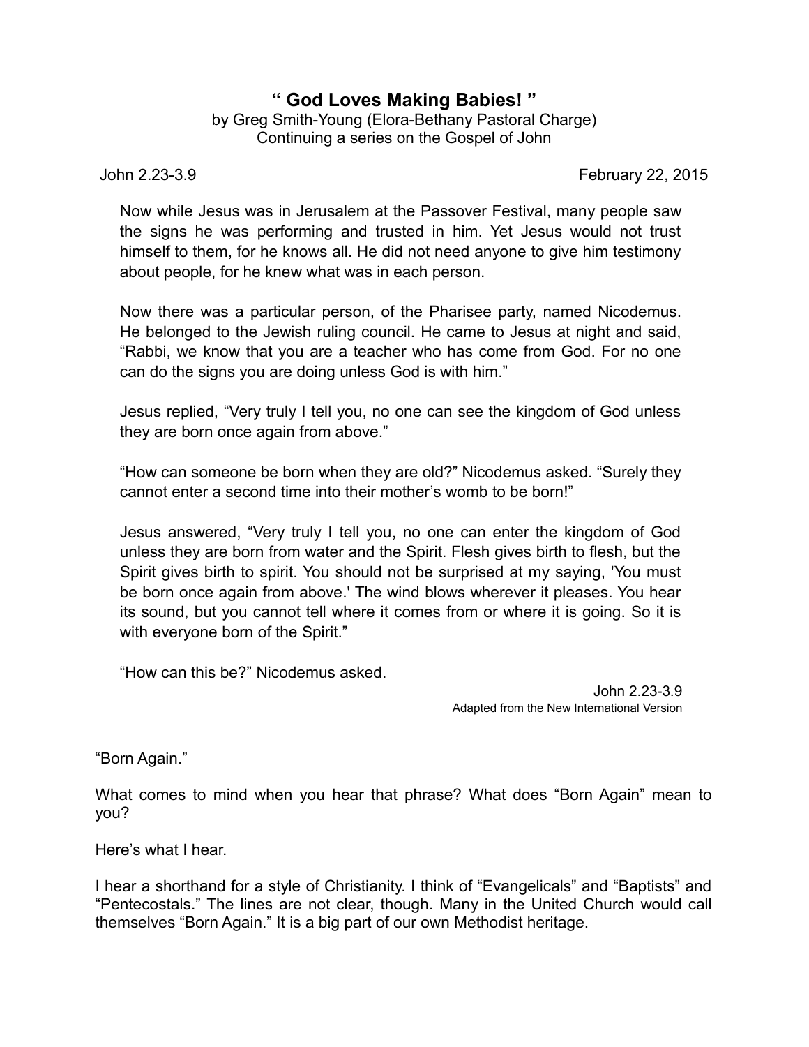# " God Loves Making Babies! "

by Greg Smith-Young (Elora-Bethany Pastoral Charge)
Continuing a series on the Gospel of John

John 2.23-3.9 February 22, 2015

> Now while Jesus was in Jerusalem at the Passover Festival, many people saw the signs he was performing and trusted in him. Yet Jesus would not trust himself to them, for he knows all. He did not need anyone to give him testimony about people, for he knew what was in each person.
>
> Now there was a particular person, of the Pharisee party, named Nicodemus. He belonged to the Jewish ruling council. He came to Jesus at night and said, "Rabbi, we know that you are a teacher who has come from God. For no one can do the signs you are doing unless God is with him."
>
> Jesus replied, "Very truly I tell you, no one can see the kingdom of God unless they are born once again from above."
>
> "How can someone be born when they are old?" Nicodemus asked. "Surely they cannot enter a second time into their mother's womb to be born!"
>
> Jesus answered, "Very truly I tell you, no one can enter the kingdom of God unless they are born from water and the Spirit. Flesh gives birth to flesh, but the Spirit gives birth to spirit. You should not be surprised at my saying, 'You must be born once again from above.' The wind blows wherever it pleases. You hear its sound, but you cannot tell where it comes from or where it is going. So it is with everyone born of the Spirit."
>
> "How can this be?" Nicodemus asked.
>
> John 2.23-3.9
> Adapted from the New International Version

"Born Again."

What comes to mind when you hear that phrase? What does "Born Again" mean to you?

Here's what I hear.

I hear a shorthand for a style of Christianity. I think of "Evangelicals" and "Baptists" and "Pentecostals." The lines are not clear, though. Many in the United Church would call themselves "Born Again." It is a big part of our own Methodist heritage.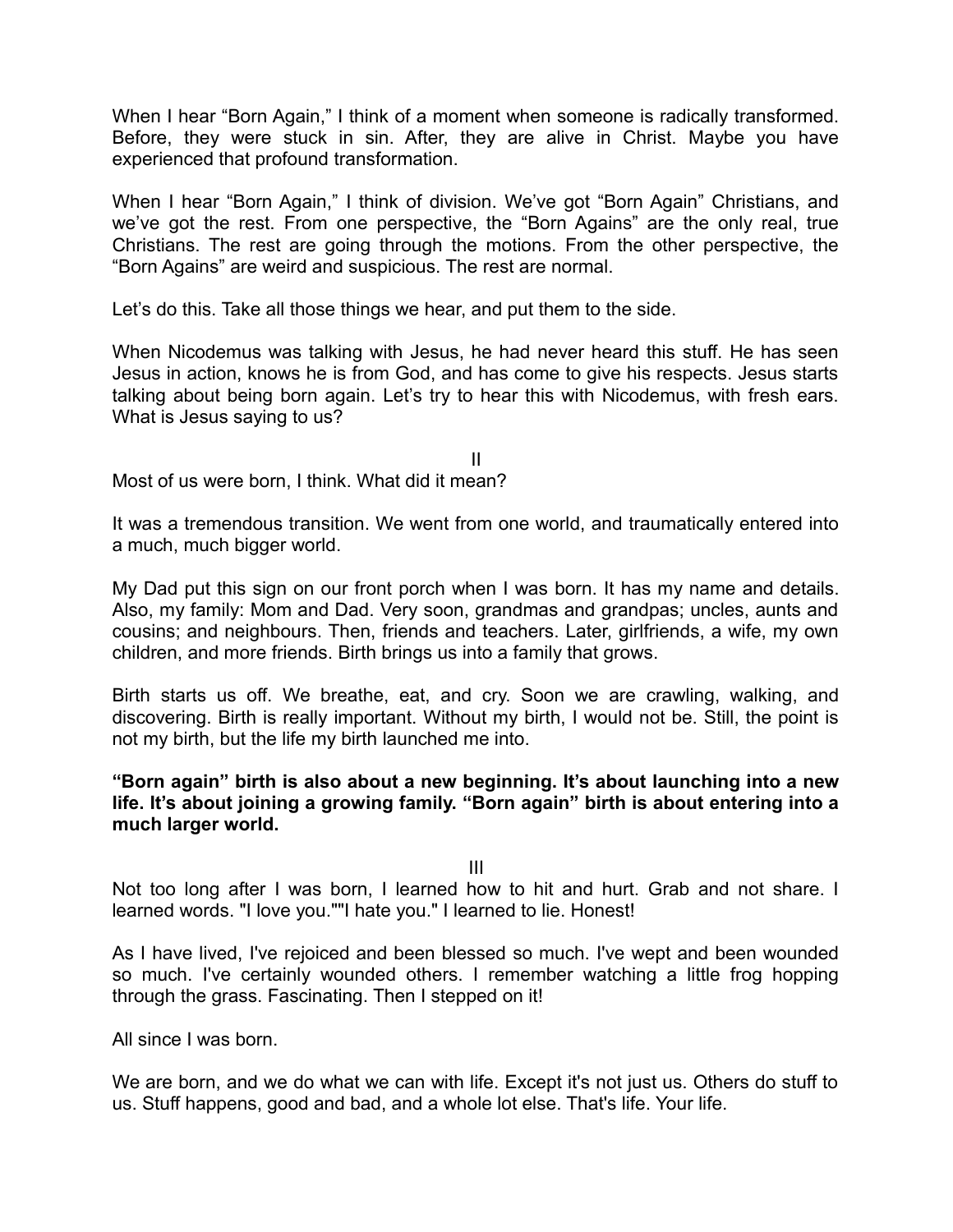When I hear "Born Again," I think of a moment when someone is radically transformed. Before, they were stuck in sin. After, they are alive in Christ. Maybe you have experienced that profound transformation.

When I hear "Born Again," I think of division. We've got "Born Again" Christians, and we've got the rest. From one perspective, the "Born Agains" are the only real, true Christians. The rest are going through the motions. From the other perspective, the "Born Agains" are weird and suspicious. The rest are normal.

Let's do this. Take all those things we hear, and put them to the side.

When Nicodemus was talking with Jesus, he had never heard this stuff. He has seen Jesus in action, knows he is from God, and has come to give his respects. Jesus starts talking about being born again. Let's try to hear this with Nicodemus, with fresh ears. What is Jesus saying to us?

II

Most of us were born, I think. What did it mean?

It was a tremendous transition. We went from one world, and traumatically entered into a much, much bigger world.

My Dad put this sign on our front porch when I was born. It has my name and details. Also, my family: Mom and Dad. Very soon, grandmas and grandpas; uncles, aunts and cousins; and neighbours. Then, friends and teachers. Later, girlfriends, a wife, my own children, and more friends. Birth brings us into a family that grows.

Birth starts us off. We breathe, eat, and cry. Soon we are crawling, walking, and discovering. Birth is really important. Without my birth, I would not be. Still, the point is not my birth, but the life my birth launched me into.

**"Born again" birth is also about a new beginning. It's about launching into a new life. It's about joining a growing family. "Born again" birth is about entering into a much larger world.**

III

Not too long after I was born, I learned how to hit and hurt. Grab and not share. I learned words. "I love you.""I hate you." I learned to lie. Honest!

As I have lived, I've rejoiced and been blessed so much. I've wept and been wounded so much. I've certainly wounded others. I remember watching a little frog hopping through the grass. Fascinating. Then I stepped on it!

All since I was born.

We are born, and we do what we can with life. Except it's not just us. Others do stuff to us. Stuff happens, good and bad, and a whole lot else. That's life. Your life.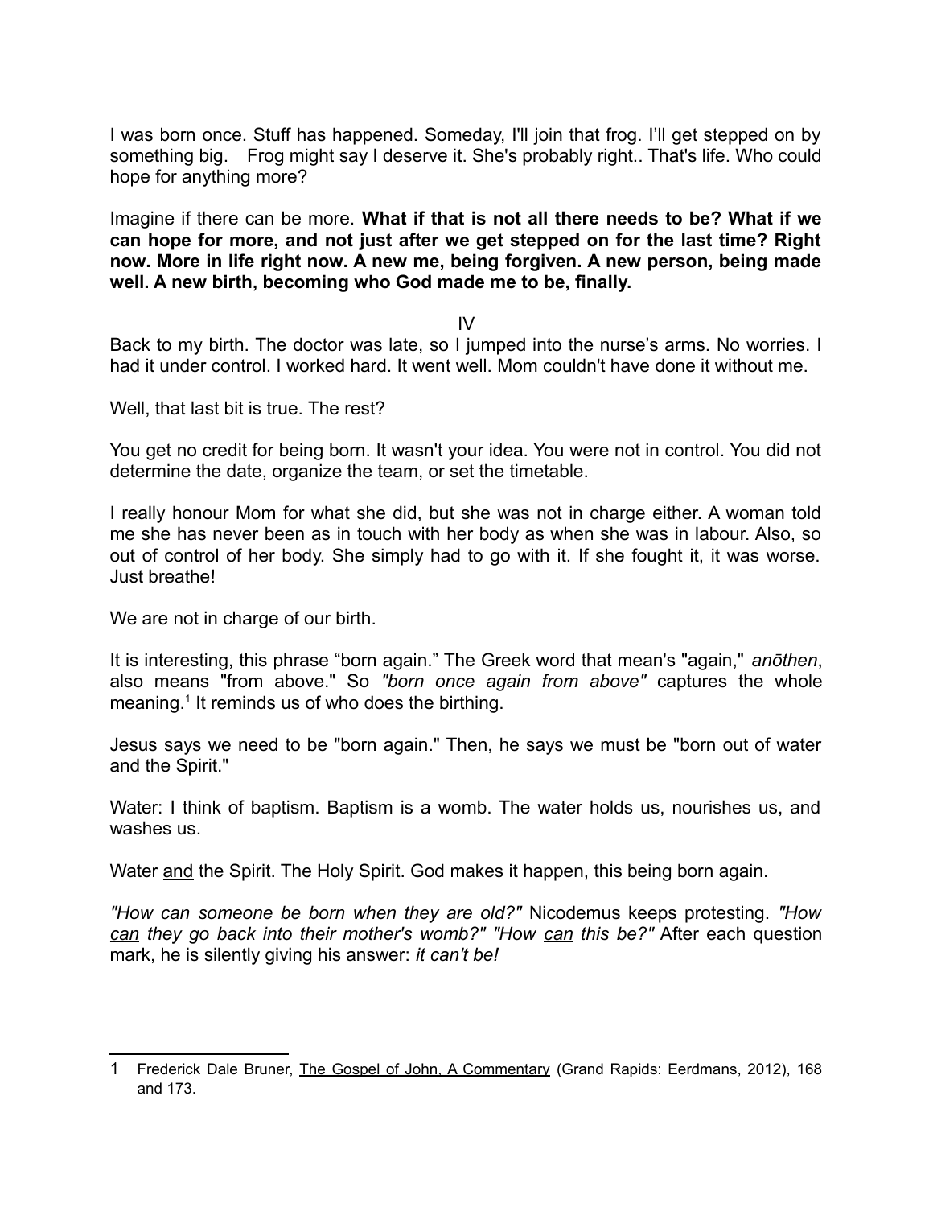I was born once. Stuff has happened. Someday, I'll join that frog. I'll get stepped on by something big.  Frog might say I deserve it. She's probably right.. That's life. Who could hope for anything more?

Imagine if there can be more. **What if that is not all there needs to be? What if we can hope for more, and not just after we get stepped on for the last time? Right now. More in life right now. A new me, being forgiven. A new person, being made well. A new birth, becoming who God made me to be, finally.**

IV

Back to my birth. The doctor was late, so I jumped into the nurse's arms. No worries. I had it under control. I worked hard. It went well. Mom couldn't have done it without me.

Well, that last bit is true. The rest?

You get no credit for being born. It wasn't your idea. You were not in control. You did not determine the date, organize the team, or set the timetable.

I really honour Mom for what she did, but she was not in charge either. A woman told me she has never been as in touch with her body as when she was in labour. Also, so out of control of her body. She simply had to go with it. If she fought it, it was worse. Just breathe!

We are not in charge of our birth.

It is interesting, this phrase "born again." The Greek word that mean's "again," *anōthen*, also means "from above." So *"born once again from above"* captures the whole meaning.[1] It reminds us of who does the birthing.

Jesus says we need to be "born again." Then, he says we must be "born out of water and the Spirit."

Water: I think of baptism. Baptism is a womb. The water holds us, nourishes us, and washes us.

Water <u>and</u> the Spirit. The Holy Spirit. God makes it happen, this being born again.

*"How <u>can</u> someone be born when they are old?"* Nicodemus keeps protesting. *"How <u>can</u> they go back into their mother's womb?" "How <u>can</u> this be?"* After each question mark, he is silently giving his answer: *it can't be!*

---

1 Frederick Dale Bruner, <u>The Gospel of John, A Commentary</u> (Grand Rapids: Eerdmans, 2012), 168 and 173.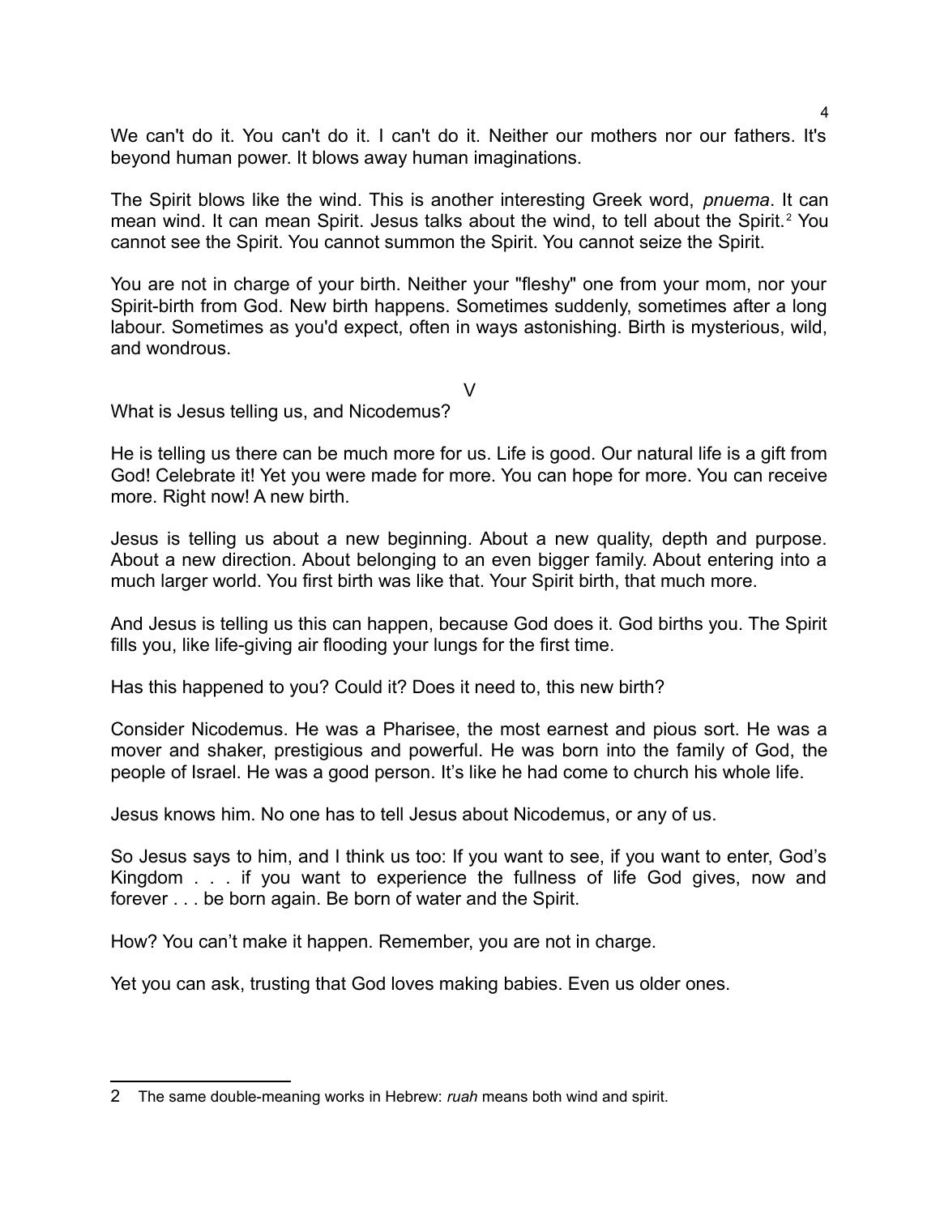We can't do it. You can't do it. I can't do it. Neither our mothers nor our fathers. It's beyond human power. It blows away human imaginations.

The Spirit blows like the wind. This is another interesting Greek word, *pnuema*. It can mean wind. It can mean Spirit. Jesus talks about the wind, to tell about the Spirit.[2] You cannot see the Spirit. You cannot summon the Spirit. You cannot seize the Spirit.

You are not in charge of your birth. Neither your "fleshy" one from your mom, nor your Spirit-birth from God. New birth happens. Sometimes suddenly, sometimes after a long labour. Sometimes as you'd expect, often in ways astonishing. Birth is mysterious, wild, and wondrous.

V

What is Jesus telling us, and Nicodemus?

He is telling us there can be much more for us. Life is good. Our natural life is a gift from God! Celebrate it! Yet you were made for more. You can hope for more. You can receive more. Right now! A new birth.

Jesus is telling us about a new beginning. About a new quality, depth and purpose. About a new direction. About belonging to an even bigger family. About entering into a much larger world. You first birth was like that. Your Spirit birth, that much more.

And Jesus is telling us this can happen, because God does it. God births you. The Spirit fills you, like life-giving air flooding your lungs for the first time.

Has this happened to you? Could it? Does it need to, this new birth?

Consider Nicodemus. He was a Pharisee, the most earnest and pious sort. He was a mover and shaker, prestigious and powerful. He was born into the family of God, the people of Israel. He was a good person. It's like he had come to church his whole life.

Jesus knows him. No one has to tell Jesus about Nicodemus, or any of us.

So Jesus says to him, and I think us too: If you want to see, if you want to enter, God's Kingdom . . . if you want to experience the fullness of life God gives, now and forever . . . be born again. Be born of water and the Spirit.

How? You can't make it happen. Remember, you are not in charge.

Yet you can ask, trusting that God loves making babies. Even us older ones.

---

2 The same double-meaning works in Hebrew: *ruah* means both wind and spirit.